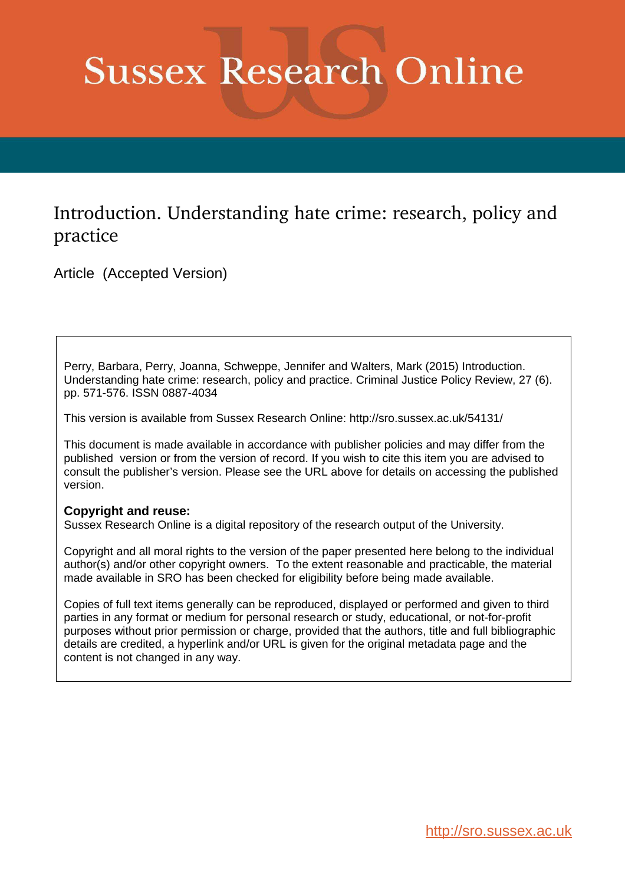# Sussex Research Online

## Introduction. Understanding hate crime: research, policy and practice

Article (Accepted Version)

Perry, Barbara, Perry, Joanna, Schweppe, Jennifer and Walters, Mark (2015) Introduction. Understanding hate crime: research, policy and practice. Criminal Justice Policy Review, 27 (6). pp. 571-576. ISSN 0887-4034

This version is available from Sussex Research Online: http://sro.sussex.ac.uk/54131/

This document is made available in accordance with publisher policies and may differ from the published version or from the version of record. If you wish to cite this item you are advised to consult the publisher's version. Please see the URL above for details on accessing the published version.

**Copyright and reuse:**
Sussex Research Online is a digital repository of the research output of the University.

Copyright and all moral rights to the version of the paper presented here belong to the individual author(s) and/or other copyright owners. To the extent reasonable and practicable, the material made available in SRO has been checked for eligibility before being made available.

Copies of full text items generally can be reproduced, displayed or performed and given to third parties in any format or medium for personal research or study, educational, or not-for-profit purposes without prior permission or charge, provided that the authors, title and full bibliographic details are credited, a hyperlink and/or URL is given for the original metadata page and the content is not changed in any way.

http://sro.sussex.ac.uk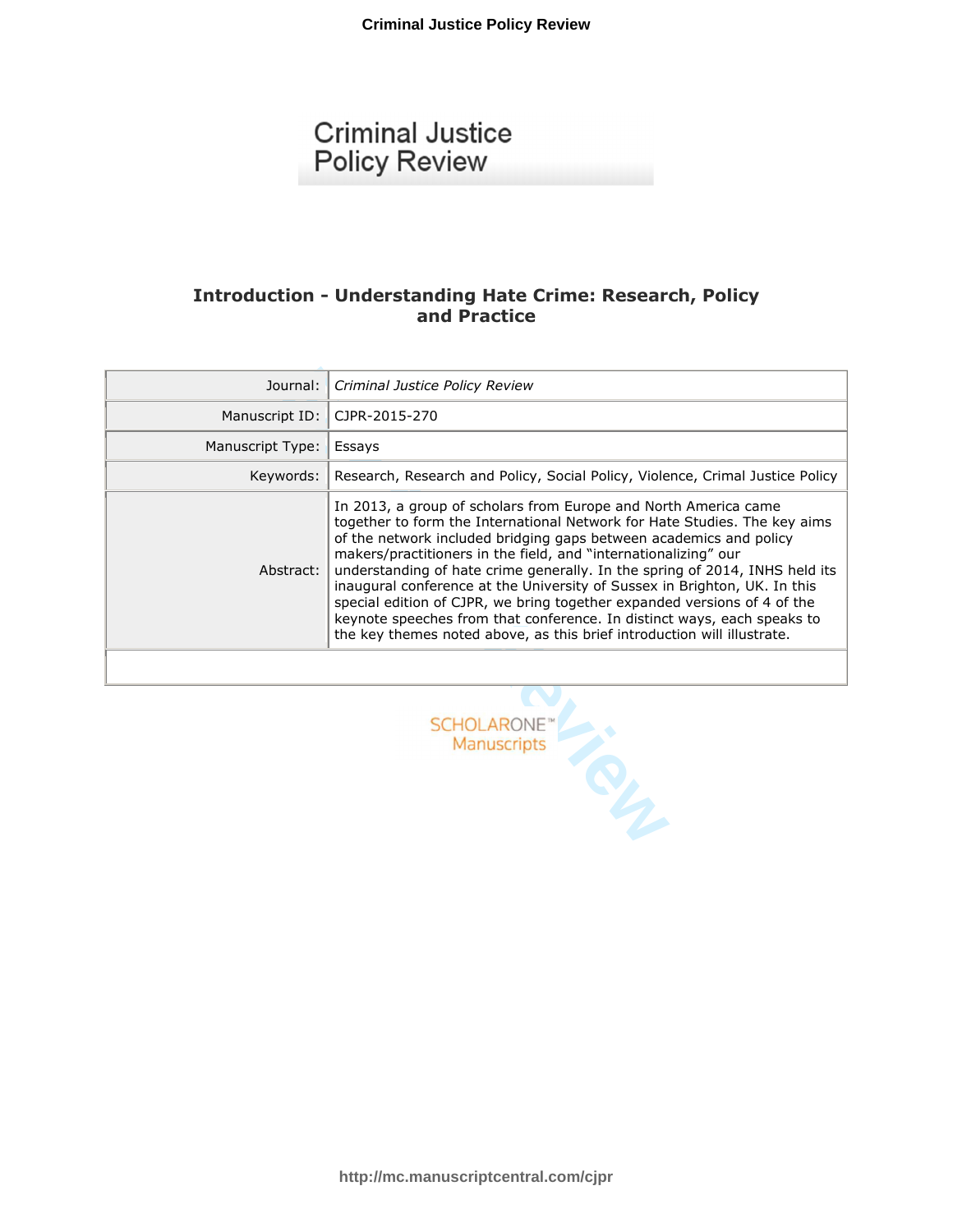# Criminal Justice Policy Review

## Introduction - Understanding Hate Crime: Research, Policy and Practice

| Journal: | *Criminal Justice Policy Review* |
|---|---|
| Manuscript ID: | CJPR-2015-270 |
| Manuscript Type: | Essays |
| Keywords: | Research, Research and Policy, Social Policy, Violence, Crimal Justice Policy |
| Abstract: | In 2013, a group of scholars from Europe and North America came together to form the International Network for Hate Studies. The key aims of the network included bridging gaps between academics and policy makers/practitioners in the field, and "internationalizing" our understanding of hate crime generally. In the spring of 2014, INHS held its inaugural conference at the University of Sussex in Brighton, UK. In this special edition of CJPR, we bring together expanded versions of 4 of the keynote speeches from that conference. In distinct ways, each speaks to the key themes noted above, as this brief introduction will illustrate. |

SCHOLARONE™
Manuscripts

http://mc.manuscriptcentral.com/cjpr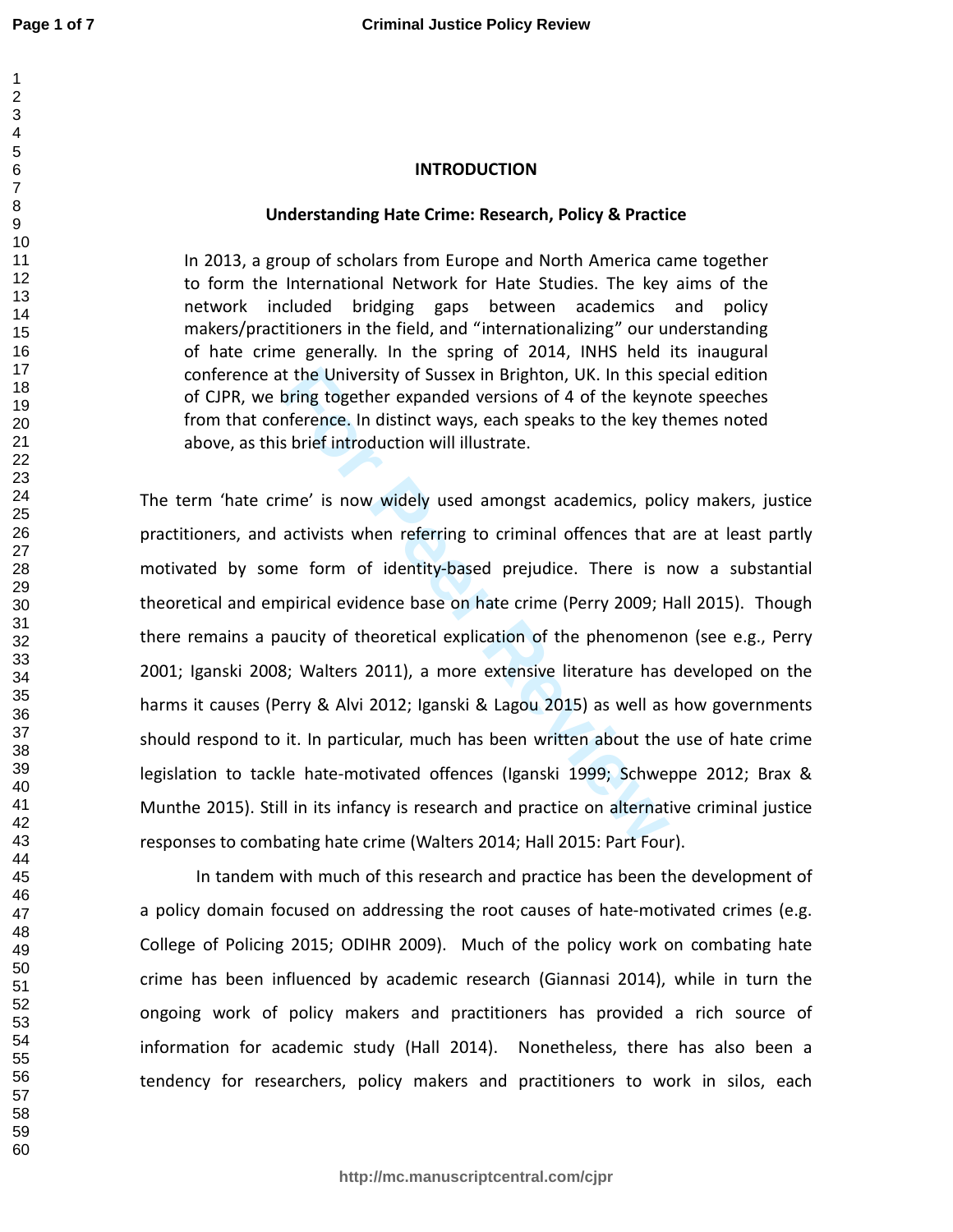# INTRODUCTION

## Understanding Hate Crime: Research, Policy & Practice

> In 2013, a group of scholars from Europe and North America came together to form the International Network for Hate Studies. The key aims of the network included bridging gaps between academics and policy makers/practitioners in the field, and "internationalizing" our understanding of hate crime generally. In the spring of 2014, INHS held its inaugural conference at the University of Sussex in Brighton, UK. In this special edition of CJPR, we bring together expanded versions of 4 of the keynote speeches from that conference. In distinct ways, each speaks to the key themes noted above, as this brief introduction will illustrate.

The term 'hate crime' is now widely used amongst academics, policy makers, justice practitioners, and activists when referring to criminal offences that are at least partly motivated by some form of identity-based prejudice. There is now a substantial theoretical and empirical evidence base on hate crime (Perry 2009; Hall 2015). Though there remains a paucity of theoretical explication of the phenomenon (see e.g., Perry 2001; Iganski 2008; Walters 2011), a more extensive literature has developed on the harms it causes (Perry & Alvi 2012; Iganski & Lagou 2015) as well as how governments should respond to it. In particular, much has been written about the use of hate crime legislation to tackle hate-motivated offences (Iganski 1999; Schweppe 2012; Brax & Munthe 2015). Still in its infancy is research and practice on alternative criminal justice responses to combating hate crime (Walters 2014; Hall 2015: Part Four).

In tandem with much of this research and practice has been the development of a policy domain focused on addressing the root causes of hate-motivated crimes (e.g. College of Policing 2015; ODIHR 2009). Much of the policy work on combating hate crime has been influenced by academic research (Giannasi 2014), while in turn the ongoing work of policy makers and practitioners has provided a rich source of information for academic study (Hall 2014). Nonetheless, there has also been a tendency for researchers, policy makers and practitioners to work in silos, each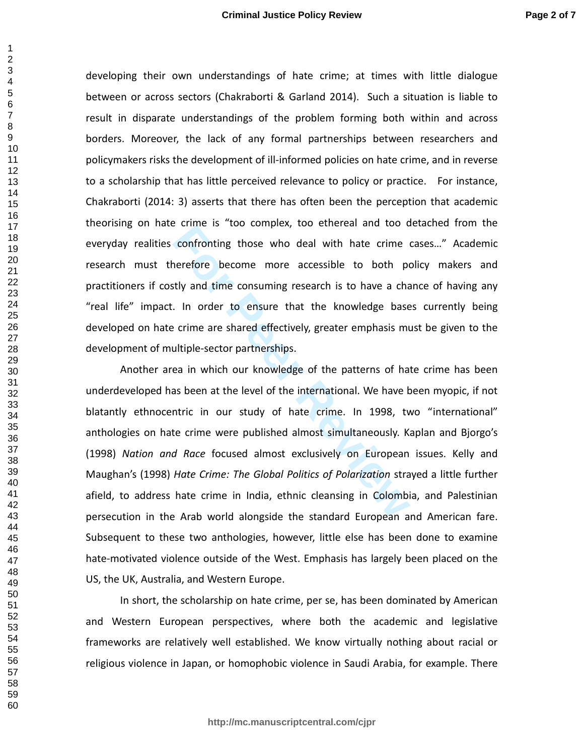developing their own understandings of hate crime; at times with little dialogue between or across sectors (Chakraborti & Garland 2014). Such a situation is liable to result in disparate understandings of the problem forming both within and across borders. Moreover, the lack of any formal partnerships between researchers and policymakers risks the development of ill-informed policies on hate crime, and in reverse to a scholarship that has little perceived relevance to policy or practice. For instance, Chakraborti (2014: 3) asserts that there has often been the perception that academic theorising on hate crime is "too complex, too ethereal and too detached from the everyday realities confronting those who deal with hate crime cases…" Academic research must therefore become more accessible to both policy makers and practitioners if costly and time consuming research is to have a chance of having any "real life" impact. In order to ensure that the knowledge bases currently being developed on hate crime are shared effectively, greater emphasis must be given to the development of multiple-sector partnerships.

Another area in which our knowledge of the patterns of hate crime has been underdeveloped has been at the level of the international. We have been myopic, if not blatantly ethnocentric in our study of hate crime. In 1998, two "international" anthologies on hate crime were published almost simultaneously. Kaplan and Bjorgo's (1998) *Nation and Race* focused almost exclusively on European issues. Kelly and Maughan's (1998) *Hate Crime: The Global Politics of Polarization* strayed a little further afield, to address hate crime in India, ethnic cleansing in Colombia, and Palestinian persecution in the Arab world alongside the standard European and American fare. Subsequent to these two anthologies, however, little else has been done to examine hate-motivated violence outside of the West. Emphasis has largely been placed on the US, the UK, Australia, and Western Europe.

In short, the scholarship on hate crime, per se, has been dominated by American and Western European perspectives, where both the academic and legislative frameworks are relatively well established. We know virtually nothing about racial or religious violence in Japan, or homophobic violence in Saudi Arabia, for example. There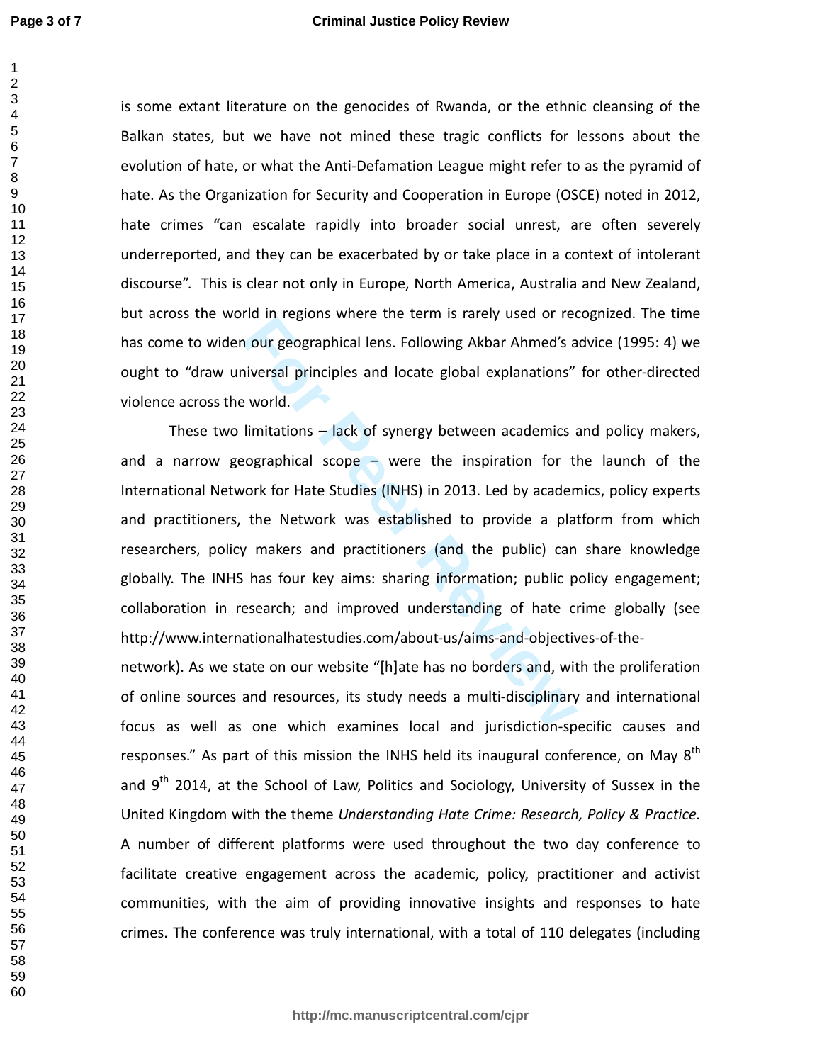is some extant literature on the genocides of Rwanda, or the ethnic cleansing of the Balkan states, but we have not mined these tragic conflicts for lessons about the evolution of hate, or what the Anti-Defamation League might refer to as the pyramid of hate. As the Organization for Security and Cooperation in Europe (OSCE) noted in 2012, hate crimes "can escalate rapidly into broader social unrest, are often severely underreported, and they can be exacerbated by or take place in a context of intolerant discourse". This is clear not only in Europe, North America, Australia and New Zealand, but across the world in regions where the term is rarely used or recognized. The time has come to widen our geographical lens. Following Akbar Ahmed's advice (1995: 4) we ought to "draw universal principles and locate global explanations" for other-directed violence across the world.

These two limitations – lack of synergy between academics and policy makers, and a narrow geographical scope – were the inspiration for the launch of the International Network for Hate Studies (INHS) in 2013. Led by academics, policy experts and practitioners, the Network was established to provide a platform from which researchers, policy makers and practitioners (and the public) can share knowledge globally. The INHS has four key aims: sharing information; public policy engagement; collaboration in research; and improved understanding of hate crime globally (see http://www.internationalhatestudies.com/about-us/aims-and-objectives-of-the-network). As we state on our website "[h]ate has no borders and, with the proliferation of online sources and resources, its study needs a multi-disciplinary and international focus as well as one which examines local and jurisdiction-specific causes and responses." As part of this mission the INHS held its inaugural conference, on May 8th and 9th 2014, at the School of Law, Politics and Sociology, University of Sussex in the United Kingdom with the theme *Understanding Hate Crime: Research, Policy & Practice.* A number of different platforms were used throughout the two day conference to facilitate creative engagement across the academic, policy, practitioner and activist communities, with the aim of providing innovative insights and responses to hate crimes. The conference was truly international, with a total of 110 delegates (including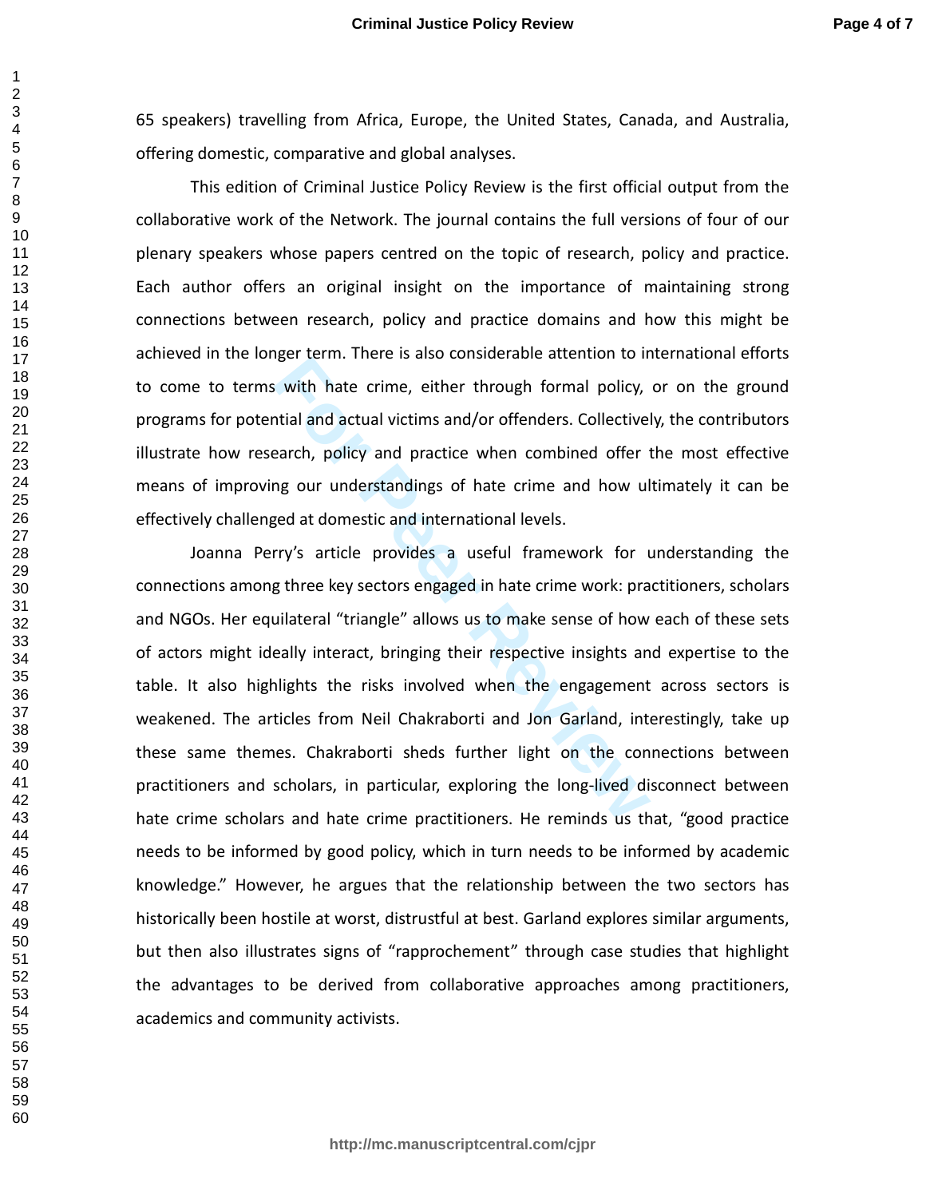65 speakers) travelling from Africa, Europe, the United States, Canada, and Australia, offering domestic, comparative and global analyses.

This edition of Criminal Justice Policy Review is the first official output from the collaborative work of the Network. The journal contains the full versions of four of our plenary speakers whose papers centred on the topic of research, policy and practice. Each author offers an original insight on the importance of maintaining strong connections between research, policy and practice domains and how this might be achieved in the longer term. There is also considerable attention to international efforts to come to terms with hate crime, either through formal policy, or on the ground programs for potential and actual victims and/or offenders. Collectively, the contributors illustrate how research, policy and practice when combined offer the most effective means of improving our understandings of hate crime and how ultimately it can be effectively challenged at domestic and international levels.

Joanna Perry's article provides a useful framework for understanding the connections among three key sectors engaged in hate crime work: practitioners, scholars and NGOs. Her equilateral "triangle" allows us to make sense of how each of these sets of actors might ideally interact, bringing their respective insights and expertise to the table. It also highlights the risks involved when the engagement across sectors is weakened. The articles from Neil Chakraborti and Jon Garland, interestingly, take up these same themes. Chakraborti sheds further light on the connections between practitioners and scholars, in particular, exploring the long-lived disconnect between hate crime scholars and hate crime practitioners. He reminds us that, "good practice needs to be informed by good policy, which in turn needs to be informed by academic knowledge." However, he argues that the relationship between the two sectors has historically been hostile at worst, distrustful at best. Garland explores similar arguments, but then also illustrates signs of "rapprochement" through case studies that highlight the advantages to be derived from collaborative approaches among practitioners, academics and community activists.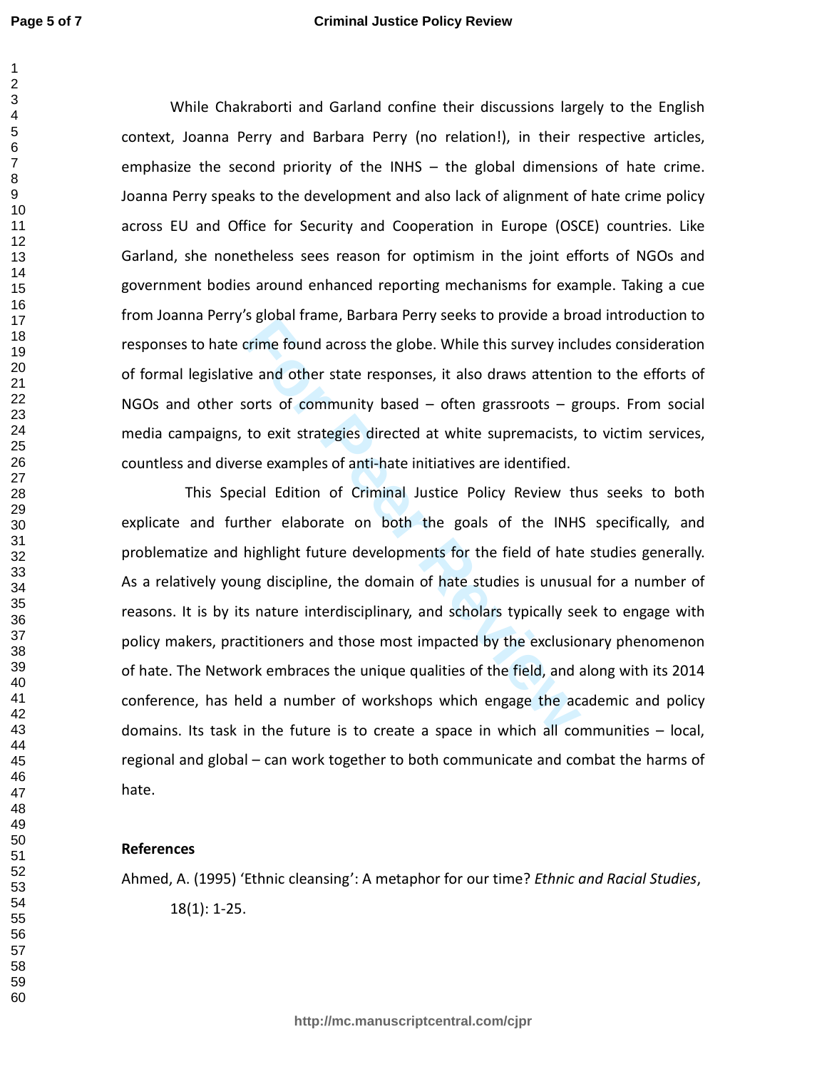While Chakraborti and Garland confine their discussions largely to the English context, Joanna Perry and Barbara Perry (no relation!), in their respective articles, emphasize the second priority of the INHS – the global dimensions of hate crime. Joanna Perry speaks to the development and also lack of alignment of hate crime policy across EU and Office for Security and Cooperation in Europe (OSCE) countries. Like Garland, she nonetheless sees reason for optimism in the joint efforts of NGOs and government bodies around enhanced reporting mechanisms for example. Taking a cue from Joanna Perry's global frame, Barbara Perry seeks to provide a broad introduction to responses to hate crime found across the globe. While this survey includes consideration of formal legislative and other state responses, it also draws attention to the efforts of NGOs and other sorts of community based – often grassroots – groups. From social media campaigns, to exit strategies directed at white supremacists, to victim services, countless and diverse examples of anti-hate initiatives are identified.

This Special Edition of Criminal Justice Policy Review thus seeks to both explicate and further elaborate on both the goals of the INHS specifically, and problematize and highlight future developments for the field of hate studies generally. As a relatively young discipline, the domain of hate studies is unusual for a number of reasons. It is by its nature interdisciplinary, and scholars typically seek to engage with policy makers, practitioners and those most impacted by the exclusionary phenomenon of hate. The Network embraces the unique qualities of the field, and along with its 2014 conference, has held a number of workshops which engage the academic and policy domains. Its task in the future is to create a space in which all communities – local, regional and global – can work together to both communicate and combat the harms of hate.

**References**

Ahmed, A. (1995) 'Ethnic cleansing': A metaphor for our time? *Ethnic and Racial Studies*, 18(1): 1-25.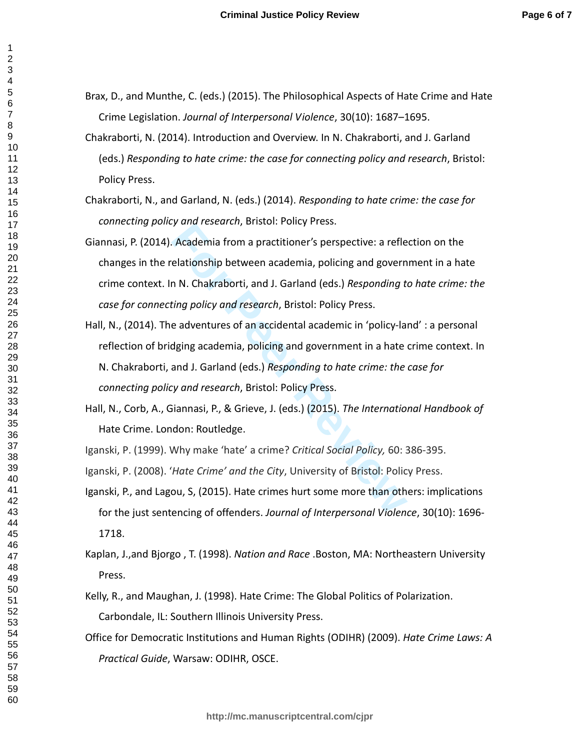Brax, D., and Munthe, C. (eds.) (2015). The Philosophical Aspects of Hate Crime and Hate Crime Legislation. *Journal of Interpersonal Violence*, 30(10): 1687–1695.

Chakraborti, N. (2014). Introduction and Overview. In N. Chakraborti, and J. Garland (eds.) *Responding to hate crime: the case for connecting policy and research*, Bristol: Policy Press.

Chakraborti, N., and Garland, N. (eds.) (2014). *Responding to hate crime: the case for connecting policy and research*, Bristol: Policy Press.

Giannasi, P. (2014). Academia from a practitioner's perspective: a reflection on the changes in the relationship between academia, policing and government in a hate crime context. In N. Chakraborti, and J. Garland (eds.) *Responding to hate crime: the case for connecting policy and research*, Bristol: Policy Press.

Hall, N., (2014). The adventures of an accidental academic in 'policy-land' : a personal reflection of bridging academia, policing and government in a hate crime context. In N. Chakraborti, and J. Garland (eds.) *Responding to hate crime: the case for connecting policy and research*, Bristol: Policy Press.

Hall, N., Corb, A., Giannasi, P., & Grieve, J. (eds.) (2015). *The International Handbook of* Hate Crime. London: Routledge.

Iganski, P. (1999). Why make 'hate' a crime? *Critical Social Policy,* 60: 386-395.

Iganski, P. (2008). '*Hate Crime' and the City*, University of Bristol: Policy Press.

Iganski, P., and Lagou, S, (2015). Hate crimes hurt some more than others: implications for the just sentencing of offenders. *Journal of Interpersonal Violence*, 30(10): 1696-1718.

Kaplan, J.,and Bjorgo , T. (1998). *Nation and Race* .Boston, MA: Northeastern University Press.

Kelly, R., and Maughan, J. (1998). Hate Crime: The Global Politics of Polarization. Carbondale, IL: Southern Illinois University Press.

Office for Democratic Institutions and Human Rights (ODIHR) (2009). *Hate Crime Laws: A Practical Guide*, Warsaw: ODIHR, OSCE.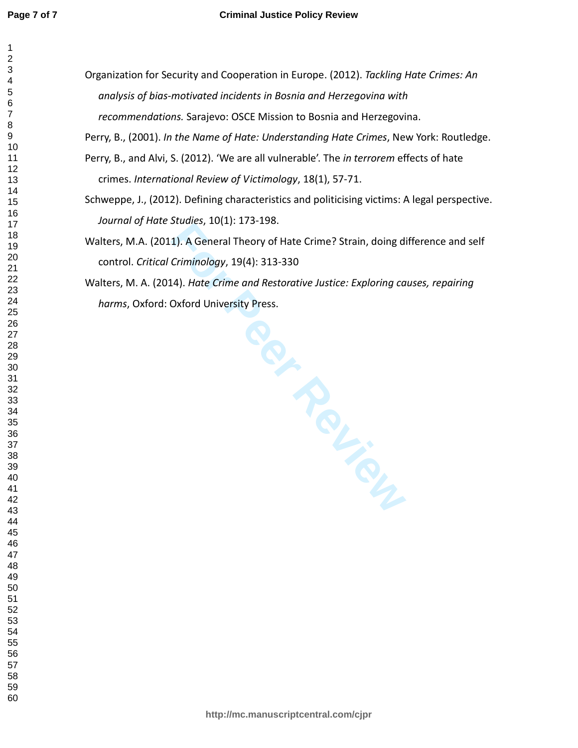Organization for Security and Cooperation in Europe. (2012). *Tackling Hate Crimes: An analysis of bias-motivated incidents in Bosnia and Herzegovina with recommendations.* Sarajevo: OSCE Mission to Bosnia and Herzegovina.

Perry, B., (2001). *In the Name of Hate: Understanding Hate Crimes*, New York: Routledge.

Perry, B., and Alvi, S. (2012). 'We are all vulnerable'. The *in terrorem* effects of hate crimes. *International Review of Victimology*, 18(1), 57-71.

Schweppe, J., (2012). Defining characteristics and politicising victims: A legal perspective. *Journal of Hate Studies*, 10(1): 173-198.

Walters, M.A. (2011). A General Theory of Hate Crime? Strain, doing difference and self control. *Critical Criminology*, 19(4): 313-330

Walters, M. A. (2014). *Hate Crime and Restorative Justice: Exploring causes, repairing harms*, Oxford: Oxford University Press.